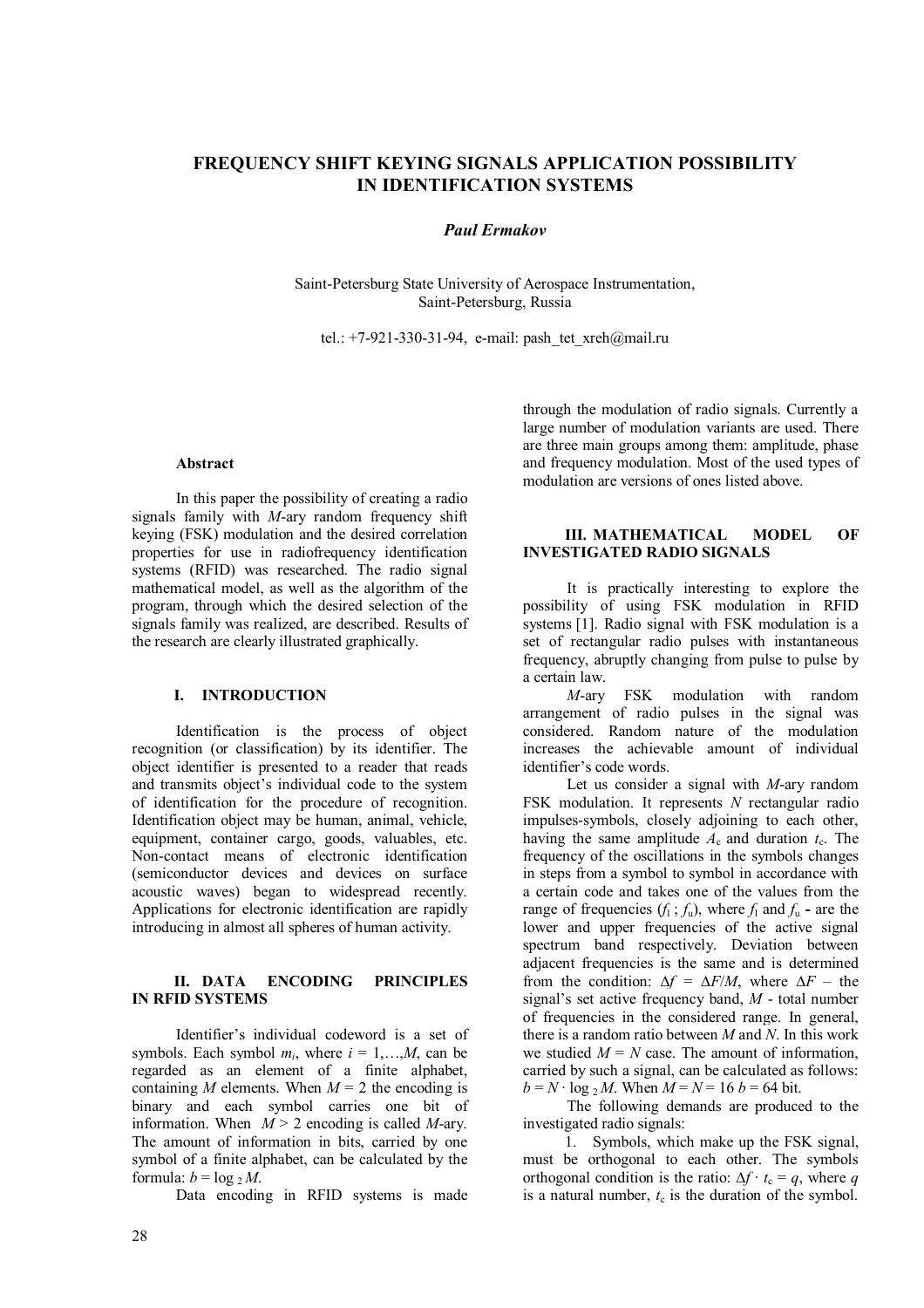# FREQUENCY SHIFT KEYING SIGNALS APPLICATION POSSIBILITY IN IDENTIFICATION SYSTEMS

***Paul Ermakov***

Saint-Petersburg State University of Aerospace Instrumentation,
Saint-Petersburg, Russia

tel.: +7-921-330-31-94, e-mail: pash_tet_xreh@mail.ru

### Abstract

In this paper the possibility of creating a radio signals family with *M*-ary random frequency shift keying (FSK) modulation and the desired correlation properties for use in radiofrequency identification systems (RFID) was researched. The radio signal mathematical model, as well as the algorithm of the program, through which the desired selection of the signals family was realized, are described. Results of the research are clearly illustrated graphically.

## I. INTRODUCTION

Identification is the process of object recognition (or classification) by its identifier. The object identifier is presented to a reader that reads and transmits object's individual code to the system of identification for the procedure of recognition. Identification object may be human, animal, vehicle, equipment, container cargo, goods, valuables, etc. Non-contact means of electronic identification (semiconductor devices and devices on surface acoustic waves) began to widespread recently. Applications for electronic identification are rapidly introducing in almost all spheres of human activity.

## II. DATA ENCODING PRINCIPLES IN RFID SYSTEMS

Identifier's individual codeword is a set of symbols. Each symbol $m_i$, where $i = 1,\ldots,M$, can be regarded as an element of a finite alphabet, containing *M* elements. When $M = 2$ the encoding is binary and each symbol carries one bit of information. When $M > 2$ encoding is called *M*-ary. The amount of information in bits, carried by one symbol of a finite alphabet, can be calculated by the formula: $b = \log_2 M$.

Data encoding in RFID systems is made through the modulation of radio signals. Currently a large number of modulation variants are used. There are three main groups among them: amplitude, phase and frequency modulation. Most of the used types of modulation are versions of ones listed above.

## III. MATHEMATICAL MODEL OF INVESTIGATED RADIO SIGNALS

It is practically interesting to explore the possibility of using FSK modulation in RFID systems [1]. Radio signal with FSK modulation is a set of rectangular radio pulses with instantaneous frequency, abruptly changing from pulse to pulse by a certain law.

*M*-ary FSK modulation with random arrangement of radio pulses in the signal was considered. Random nature of the modulation increases the achievable amount of individual identifier's code words.

Let us consider a signal with *M*-ary random FSK modulation. It represents *N* rectangular radio impulses-symbols, closely adjoining to each other, having the same amplitude $A_c$ and duration $t_c$. The frequency of the oscillations in the symbols changes in steps from a symbol to symbol in accordance with a certain code and takes one of the values from the range of frequencies ($f_l$ ; $f_u$), where $f_l$ and $f_u$ - are the lower and upper frequencies of the active signal spectrum band respectively. Deviation between adjacent frequencies is the same and is determined from the condition: $\Delta f = \Delta F/M$, where $\Delta F$ – the signal's set active frequency band, *M* - total number of frequencies in the considered range. In general, there is a random ratio between *M* and *N*. In this work we studied $M = N$ case. The amount of information, carried by such a signal, can be calculated as follows: $b = N \cdot \log_2 M$. When $M = N = 16$ $b = 64$ bit.

The following demands are produced to the investigated radio signals:

1. Symbols, which make up the FSK signal, must be orthogonal to each other. The symbols orthogonal condition is the ratio: $\Delta f \cdot t_c = q$, where *q* is a natural number, $t_c$ is the duration of the symbol.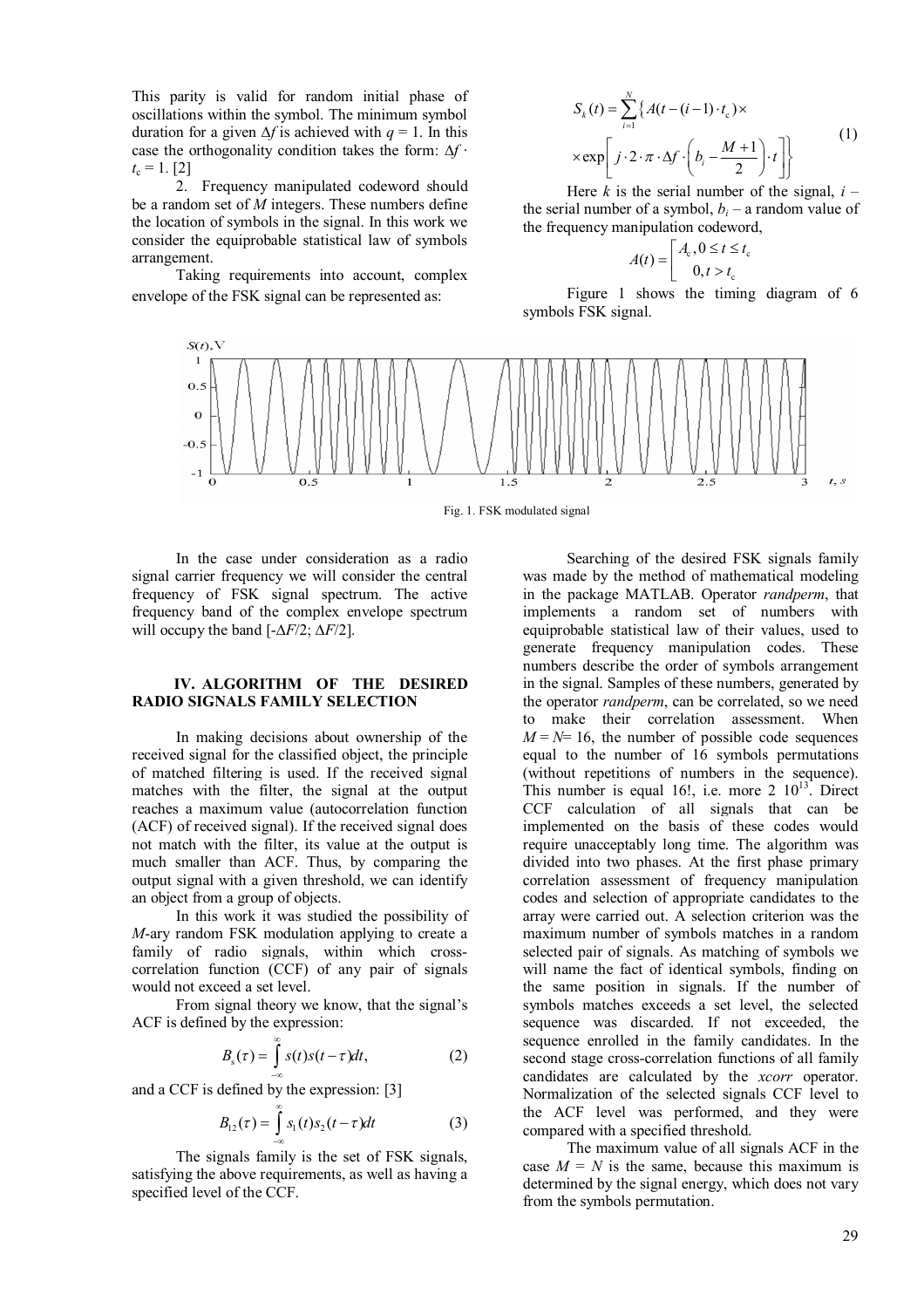This parity is valid for random initial phase of oscillations within the symbol. The minimum symbol duration for a given $\Delta f$ is achieved with $q = 1$. In this case the orthogonality condition takes the form: $\Delta f \cdot t_c = 1$. [2]

2. Frequency manipulated codeword should be a random set of $M$ integers. These numbers define the location of symbols in the signal. In this work we consider the equiprobable statistical law of symbols arrangement.

Taking requirements into account, complex envelope of the FSK signal can be represented as:

$$S_k(t) = \sum_{i=1}^{N} \left\{ A(t-(i-1)\cdot t_c) \times \right. \\ \left. \times \exp\left[ j \cdot 2 \cdot \pi \cdot \Delta f \cdot \left( b_i - \frac{M+1}{2} \right) \cdot t \right] \right\} \tag{1}$$

Here $k$ is the serial number of the signal, $i$ – the serial number of a symbol, $b_i$ – a random value of the frequency manipulation codeword,

$$A(t) = \begin{bmatrix} A_c, 0 \le t \le t_c \\ 0, t > t_c \end{bmatrix}$$

Figure 1 shows the timing diagram of 6 symbols FSK signal.

Fig. 1. FSK modulated signal

In the case under consideration as a radio signal carrier frequency we will consider the central frequency of FSK signal spectrum. The active frequency band of the complex envelope spectrum will occupy the band $[-\Delta F/2; \Delta F/2]$.

## IV. ALGORITHM OF THE DESIRED RADIO SIGNALS FAMILY SELECTION

In making decisions about ownership of the received signal for the classified object, the principle of matched filtering is used. If the received signal matches with the filter, the signal at the output reaches a maximum value (autocorrelation function (ACF) of received signal). If the received signal does not match with the filter, its value at the output is much smaller than ACF. Thus, by comparing the output signal with a given threshold, we can identify an object from a group of objects.

In this work it was studied the possibility of $M$-ary random FSK modulation applying to create a family of radio signals, within which cross-correlation function (CCF) of any pair of signals would not exceed a set level.

From signal theory we know, that the signal's ACF is defined by the expression:

$$B_s(\tau) = \int_{-\infty}^{\infty} s(t)s(t-\tau)dt, \tag{2}$$

and a CCF is defined by the expression: [3]

$$B_{12}(\tau) = \int_{-\infty}^{\infty} s_1(t)s_2(t-\tau)dt \tag{3}$$

The signals family is the set of FSK signals, satisfying the above requirements, as well as having a specified level of the CCF.

Searching of the desired FSK signals family was made by the method of mathematical modeling in the package MATLAB. Operator *randperm*, that implements a random set of numbers with equiprobable statistical law of their values, used to generate frequency manipulation codes. These numbers describe the order of symbols arrangement in the signal. Samples of these numbers, generated by the operator *randperm*, can be correlated, so we need to make their correlation assessment. When $M = N = 16$, the number of possible code sequences equal to the number of 16 symbols permutations (without repetitions of numbers in the sequence). This number is equal 16!, i.e. more $2 \cdot 10^{13}$. Direct CCF calculation of all signals that can be implemented on the basis of these codes would require unacceptably long time. The algorithm was divided into two phases. At the first phase primary correlation assessment of frequency manipulation codes and selection of appropriate candidates to the array were carried out. A selection criterion was the maximum number of symbols matches in a random selected pair of signals. As matching of symbols we will name the fact of identical symbols, finding on the same position in signals. If the number of symbols matches exceeds a set level, the selected sequence was discarded. If not exceeded, the sequence enrolled in the family candidates. In the second stage cross-correlation functions of all family candidates are calculated by the *xcorr* operator. Normalization of the selected signals CCF level to the ACF level was performed, and they were compared with a specified threshold.

The maximum value of all signals ACF in the case $M = N$ is the same, because this maximum is determined by the signal energy, which does not vary from the symbols permutation.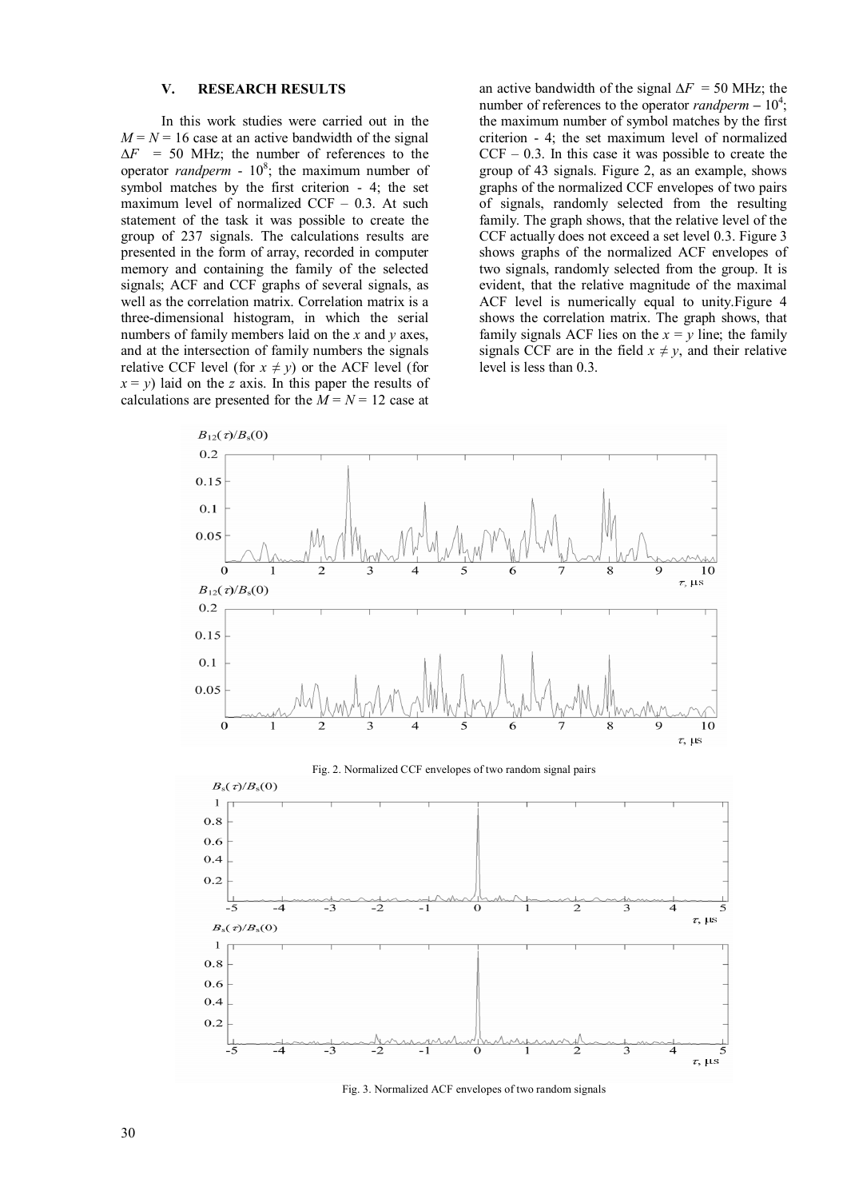## V. RESEARCH RESULTS

In this work studies were carried out in the $M = N = 16$ case at an active bandwidth of the signal $\Delta F = 50$ MHz; the number of references to the operator *randperm* - $10^8$; the maximum number of symbol matches by the first criterion - 4; the set maximum level of normalized CCF – 0.3. At such statement of the task it was possible to create the group of 237 signals. The calculations results are presented in the form of array, recorded in computer memory and containing the family of the selected signals; ACF and CCF graphs of several signals, as well as the correlation matrix. Correlation matrix is a three-dimensional histogram, in which the serial numbers of family members laid on the $x$ and $y$ axes, and at the intersection of family numbers the signals relative CCF level (for $x \neq y$) or the ACF level (for $x = y$) laid on the $z$ axis. In this paper the results of calculations are presented for the $M = N = 12$ case at an active bandwidth of the signal $\Delta F = 50$ MHz; the number of references to the operator *randperm* – $10^4$; the maximum number of symbol matches by the first criterion - 4; the set maximum level of normalized CCF – 0.3. In this case it was possible to create the group of 43 signals. Figure 2, as an example, shows graphs of the normalized CCF envelopes of two pairs of signals, randomly selected from the resulting family. The graph shows, that the relative level of the CCF actually does not exceed a set level 0.3. Figure 3 shows graphs of the normalized ACF envelopes of two signals, randomly selected from the group. It is evident, that the relative magnitude of the maximal ACF level is numerically equal to unity. Figure 4 shows the correlation matrix. The graph shows, that family signals ACF lies on the $x = y$ line; the family signals CCF are in the field $x \neq y$, and their relative level is less than 0.3.

Fig. 2. Normalized CCF envelopes of two random signal pairs

Fig. 3. Normalized ACF envelopes of two random signals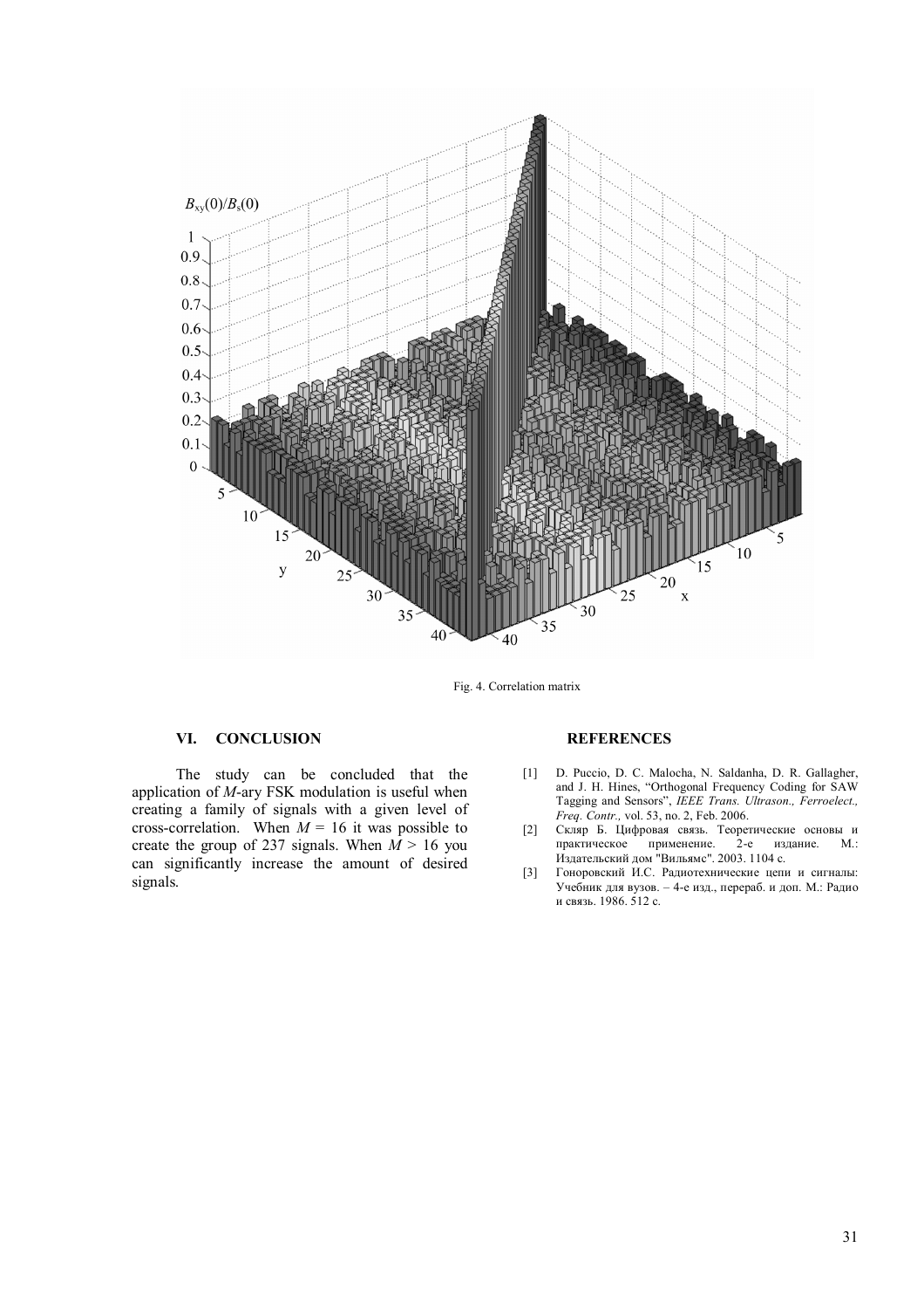$B_{xy}(0)/B_s(0)$

1
0.9
0.8
0.7
0.6
0.5
0.4
0.3
0.2
0.1
0

5
10
15
20
y
25
30
35
40

5
10
15
20
25
x
30
35
40

Fig. 4. Correlation matrix

## VI. CONCLUSION

The study can be concluded that the application of $M$-ary FSK modulation is useful when creating a family of signals with a given level of cross-correlation. When $M = 16$ it was possible to create the group of 237 signals. When $M > 16$ you can significantly increase the amount of desired signals.

## REFERENCES

[1] D. Puccio, D. C. Malocha, N. Saldanha, D. R. Gallagher, and J. H. Hines, "Orthogonal Frequency Coding for SAW Tagging and Sensors", *IEEE Trans. Ultrason., Ferroelect., Freq. Contr.,* vol. 53, no. 2, Feb. 2006.

[2] Скляр Б. Цифровая связь. Теоретические основы и практическое применение. 2-е издание. М.: Издательский дом "Вильямс". 2003. 1104 с.

[3] Гоноровский И.С. Радиотехнические цепи и сигналы: Учебник для вузов. – 4-е изд., перераб. и доп. М.: Радио и связь. 1986. 512 с.